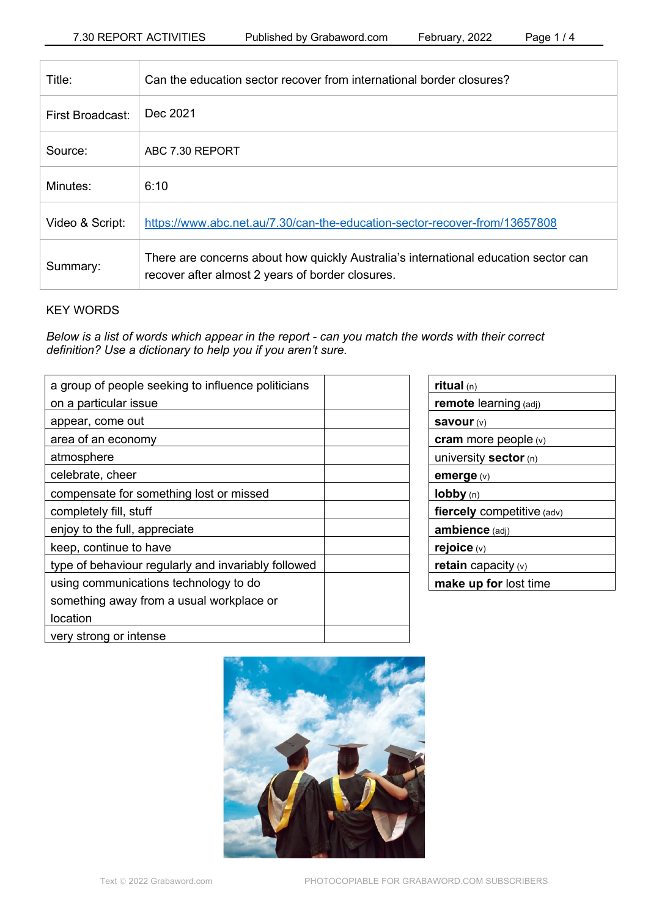| | |
|---|---|
| Title: | Can the education sector recover from international border closures? |
| First Broadcast: | Dec 2021 |
| Source: | ABC 7.30 REPORT |
| Minutes: | 6:10 |
| Video & Script: | https://www.abc.net.au/7.30/can-the-education-sector-recover-from/13657808 |
| Summary: | There are concerns about how quickly Australia's international education sector can recover after almost 2 years of border closures. |

KEY WORDS

*Below is a list of words which appear in the report - can you match the words with their correct definition? Use a dictionary to help you if you aren't sure.*

| | |
|---|---|
| a group of people seeking to influence politicians on a particular issue | |
| appear, come out | |
| area of an economy | |
| atmosphere | |
| celebrate, cheer | |
| compensate for something lost or missed | |
| completely fill, stuff | |
| enjoy to the full, appreciate | |
| keep, continue to have | |
| type of behaviour regularly and invariably followed | |
| using communications technology to do something away from a usual workplace or location | |
| very strong or intense | |

| |
|---|
| **ritual** (n) |
| **remote** learning (adj) |
| **savour** (v) |
| **cram** more people (v) |
| university **sector** (n) |
| **emerge** (v) |
| **lobby** (n) |
| **fiercely** competitive (adv) |
| **ambience** (adj) |
| **rejoice** (v) |
| **retain** capacity (v) |
| **make up for** lost time |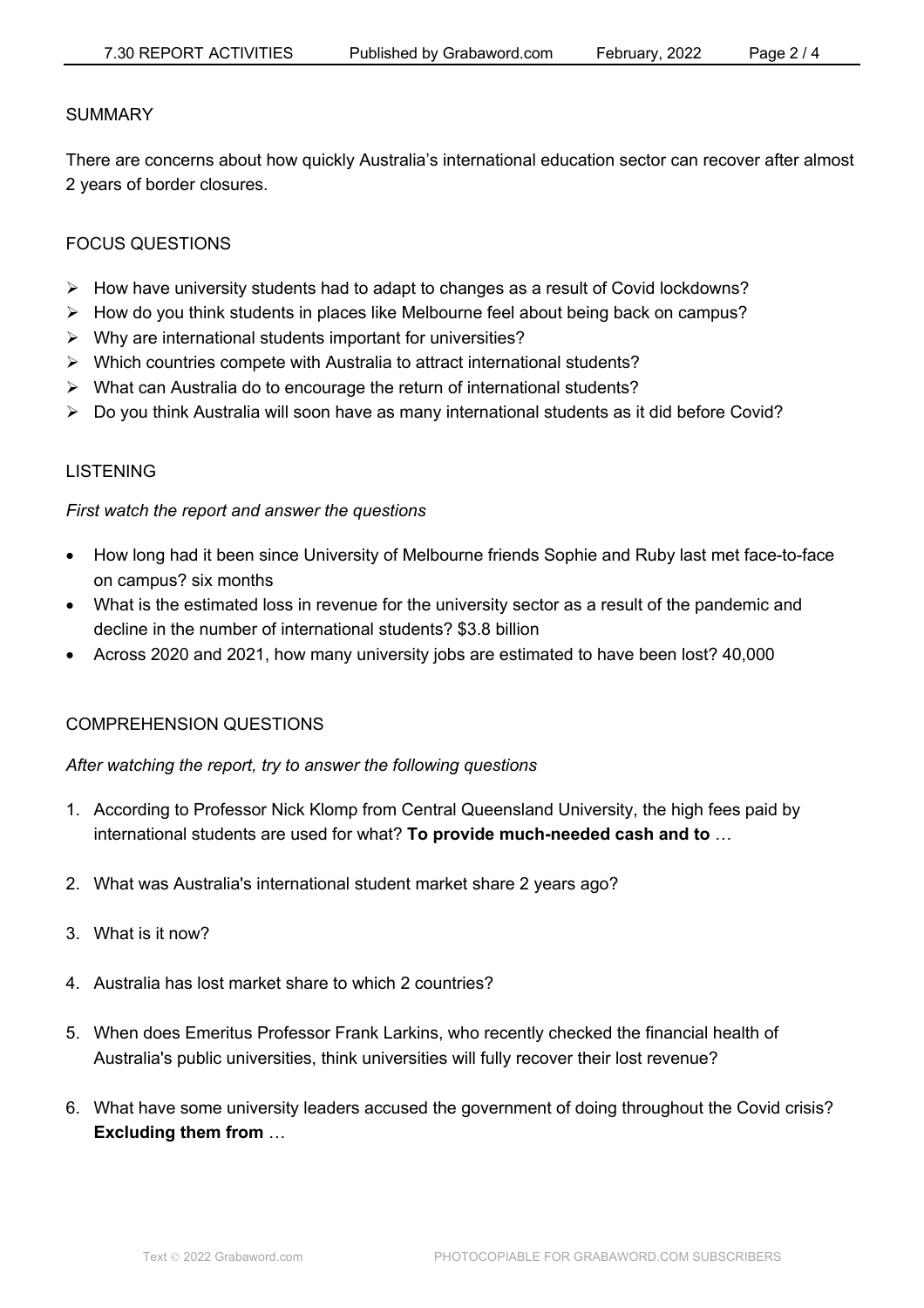## SUMMARY

There are concerns about how quickly Australia's international education sector can recover after almost 2 years of border closures.

## FOCUS QUESTIONS

- How have university students had to adapt to changes as a result of Covid lockdowns?
- How do you think students in places like Melbourne feel about being back on campus?
- Why are international students important for universities?
- Which countries compete with Australia to attract international students?
- What can Australia do to encourage the return of international students?
- Do you think Australia will soon have as many international students as it did before Covid?

## LISTENING

*First watch the report and answer the questions*

- How long had it been since University of Melbourne friends Sophie and Ruby last met face-to-face on campus? six months
- What is the estimated loss in revenue for the university sector as a result of the pandemic and decline in the number of international students? $3.8 billion
- Across 2020 and 2021, how many university jobs are estimated to have been lost? 40,000

## COMPREHENSION QUESTIONS

*After watching the report, try to answer the following questions*

1. According to Professor Nick Klomp from Central Queensland University, the high fees paid by international students are used for what? **To provide much-needed cash and to** …
2. What was Australia's international student market share 2 years ago?
3. What is it now?
4. Australia has lost market share to which 2 countries?
5. When does Emeritus Professor Frank Larkins, who recently checked the financial health of Australia's public universities, think universities will fully recover their lost revenue?
6. What have some university leaders accused the government of doing throughout the Covid crisis? **Excluding them from** …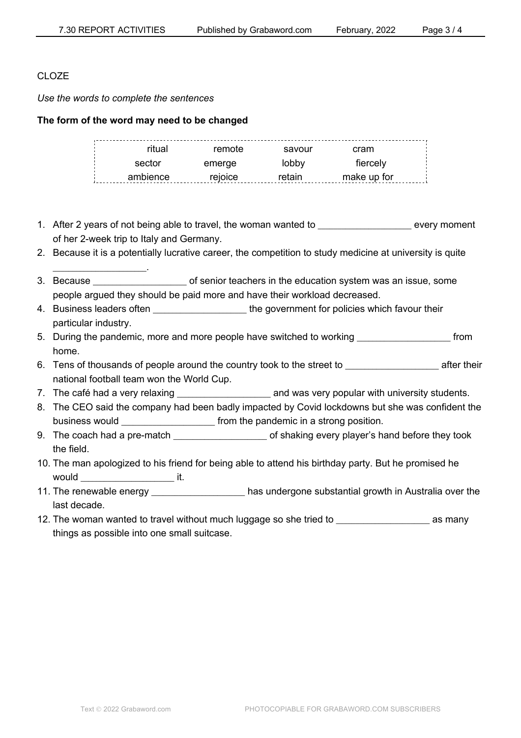CLOZE

*Use the words to complete the sentences*

**The form of the word may need to be changed**

| | | | |
|---|---|---|---|
| ritual | remote | savour | cram |
| sector | emerge | lobby | fiercely |
| ambience | rejoice | retain | make up for |

1. After 2 years of not being able to travel, the woman wanted to ________________ every moment of her 2-week trip to Italy and Germany.
2. Because it is a potentially lucrative career, the competition to study medicine at university is quite ________________.
3. Because ________________ of senior teachers in the education system was an issue, some people argued they should be paid more and have their workload decreased.
4. Business leaders often ________________ the government for policies which favour their particular industry.
5. During the pandemic, more and more people have switched to working ________________ from home.
6. Tens of thousands of people around the country took to the street to ________________ after their national football team won the World Cup.
7. The café had a very relaxing ________________ and was very popular with university students.
8. The CEO said the company had been badly impacted by Covid lockdowns but she was confident the business would ________________ from the pandemic in a strong position.
9. The coach had a pre-match ________________ of shaking every player's hand before they took the field.
10. The man apologized to his friend for being able to attend his birthday party. But he promised he would ________________ it.
11. The renewable energy ________________ has undergone substantial growth in Australia over the last decade.
12. The woman wanted to travel without much luggage so she tried to ________________ as many things as possible into one small suitcase.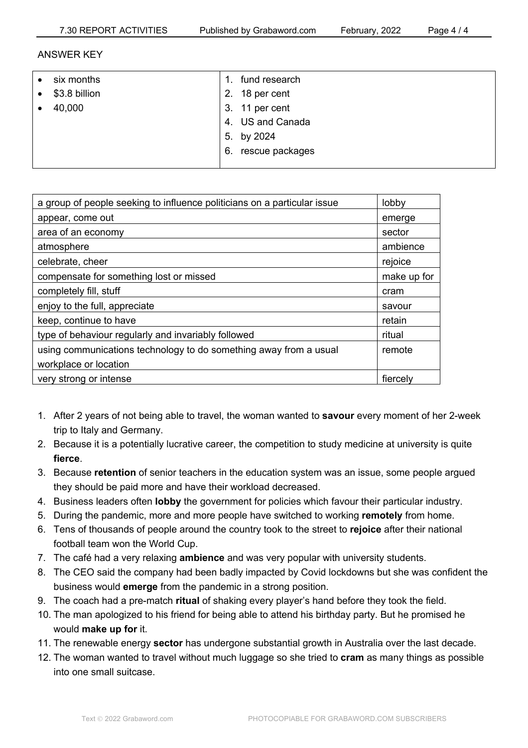ANSWER KEY

| | |
|---|---|
| • six months<br>• $3.8 billion<br>• 40,000 | 1. fund research<br>2. 18 per cent<br>3. 11 per cent<br>4. US and Canada<br>5. by 2024<br>6. rescue packages |

| | |
|---|---|
| a group of people seeking to influence politicians on a particular issue | lobby |
| appear, come out | emerge |
| area of an economy | sector |
| atmosphere | ambience |
| celebrate, cheer | rejoice |
| compensate for something lost or missed | make up for |
| completely fill, stuff | cram |
| enjoy to the full, appreciate | savour |
| keep, continue to have | retain |
| type of behaviour regularly and invariably followed | ritual |
| using communications technology to do something away from a usual workplace or location | remote |
| very strong or intense | fiercely |

1. After 2 years of not being able to travel, the woman wanted to **savour** every moment of her 2-week trip to Italy and Germany.
2. Because it is a potentially lucrative career, the competition to study medicine at university is quite **fierce**.
3. Because **retention** of senior teachers in the education system was an issue, some people argued they should be paid more and have their workload decreased.
4. Business leaders often **lobby** the government for policies which favour their particular industry.
5. During the pandemic, more and more people have switched to working **remotely** from home.
6. Tens of thousands of people around the country took to the street to **rejoice** after their national football team won the World Cup.
7. The café had a very relaxing **ambience** and was very popular with university students.
8. The CEO said the company had been badly impacted by Covid lockdowns but she was confident the business would **emerge** from the pandemic in a strong position.
9. The coach had a pre-match **ritual** of shaking every player's hand before they took the field.
10. The man apologized to his friend for being able to attend his birthday party. But he promised he would **make up for** it.
11. The renewable energy **sector** has undergone substantial growth in Australia over the last decade.
12. The woman wanted to travel without much luggage so she tried to **cram** as many things as possible into one small suitcase.